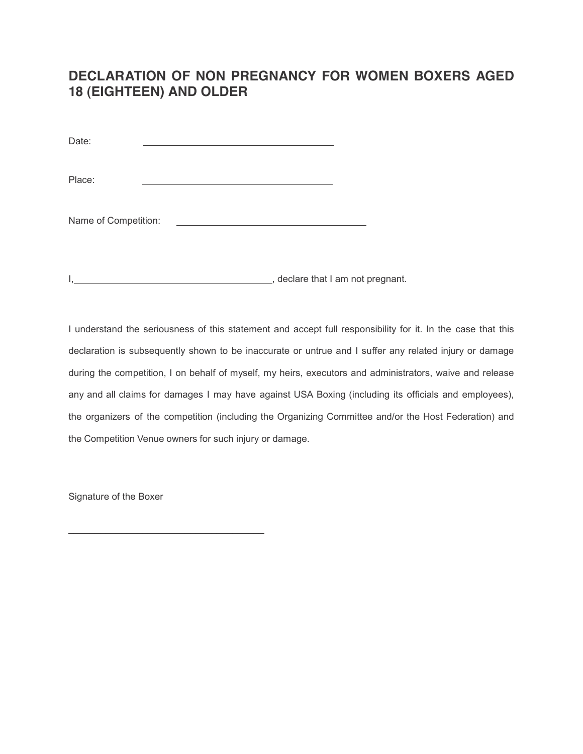# DECLARATION OF NON PREGNANCY FOR WOMEN BOXERS AGED 18 (EIGHTEEN) AND OLDER

Date: ______________________________________

Place: ______________________________________

Name of Competition: ______________________________________

I,________________________________________, declare that I am not pregnant.

I understand the seriousness of this statement and accept full responsibility for it. In the case that this declaration is subsequently shown to be inaccurate or untrue and I suffer any related injury or damage during the competition, I on behalf of myself, my heirs, executors and administrators, waive and release any and all claims for damages I may have against USA Boxing (including its officials and employees), the organizers of the competition (including the Organizing Committee and/or the Host Federation) and the Competition Venue owners for such injury or damage.

Signature of the Boxer

______________________________________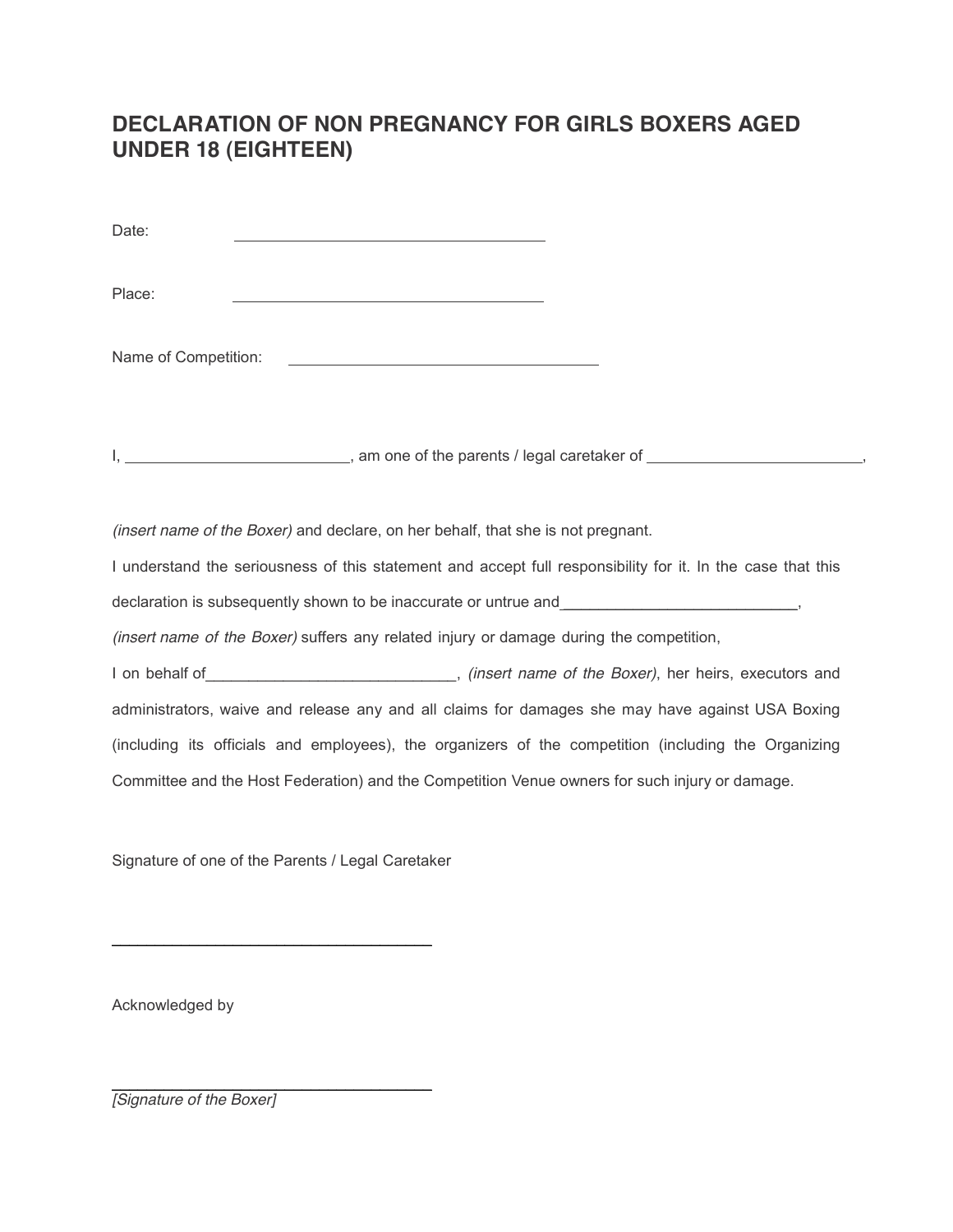# DECLARATION OF NON PREGNANCY FOR GIRLS BOXERS AGED UNDER 18 (EIGHTEEN)

Date: ________________________________

Place: ________________________________

Name of Competition: ________________________________

I, ________________________, am one of the parents / legal caretaker of ________________________,

*(insert name of the Boxer)* and declare, on her behalf, that she is not pregnant.

I understand the seriousness of this statement and accept full responsibility for it. In the case that this declaration is subsequently shown to be inaccurate or untrue and________________________,

*(insert name of the Boxer)* suffers any related injury or damage during the competition,

I on behalf of____________________________, *(insert name of the Boxer)*, her heirs, executors and administrators, waive and release any and all claims for damages she may have against USA Boxing (including its officials and employees), the organizers of the competition (including the Organizing Committee and the Host Federation) and the Competition Venue owners for such injury or damage.

Signature of one of the Parents / Legal Caretaker

________________________________

Acknowledged by

________________________________

*[Signature of the Boxer]*